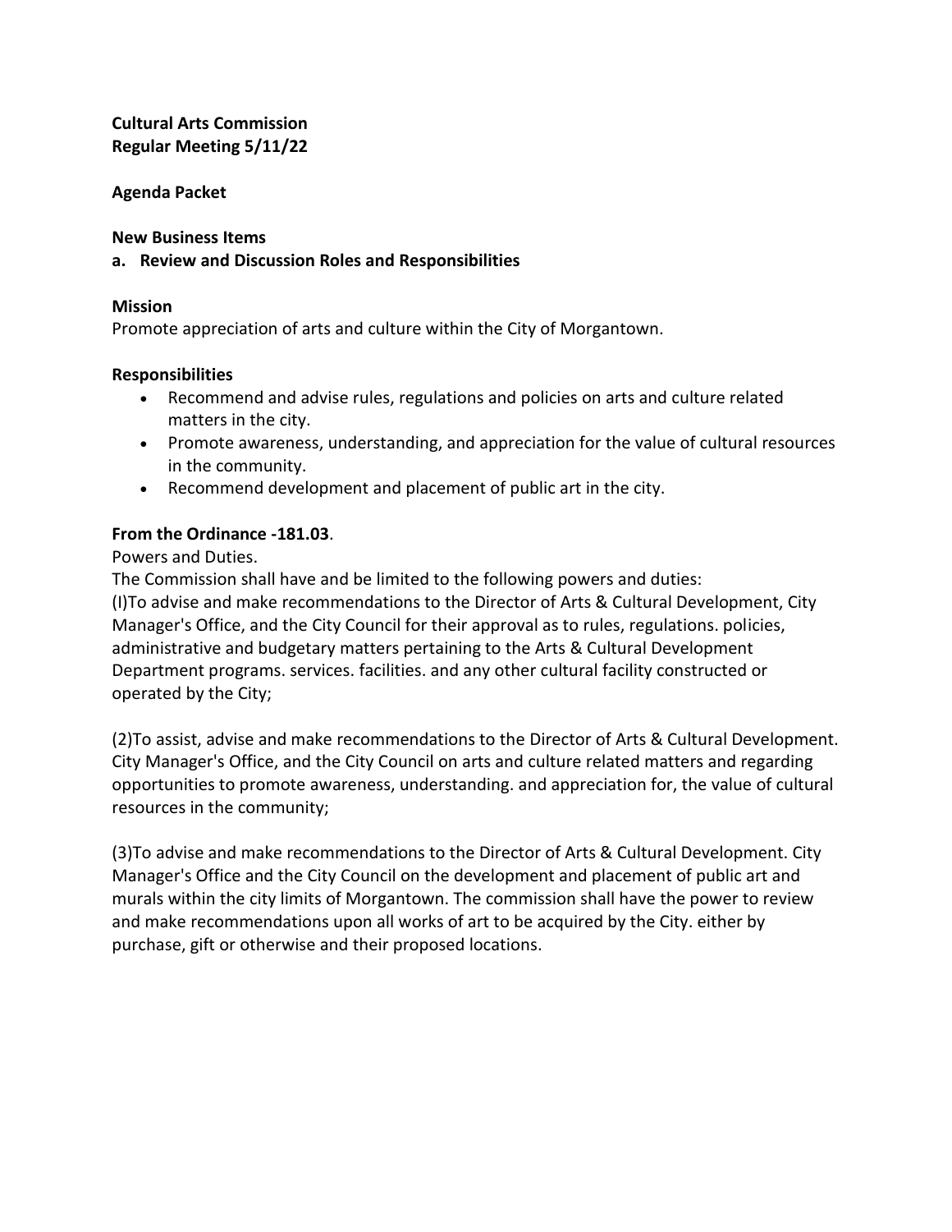**Cultural Arts Commission**
**Regular Meeting 5/11/22**

**Agenda Packet**

**New Business Items**

**a. Review and Discussion Roles and Responsibilities**

**Mission**

Promote appreciation of arts and culture within the City of Morgantown.

**Responsibilities**

- Recommend and advise rules, regulations and policies on arts and culture related matters in the city.
- Promote awareness, understanding, and appreciation for the value of cultural resources in the community.
- Recommend development and placement of public art in the city.

**From the Ordinance -181.03**.

Powers and Duties.

The Commission shall have and be limited to the following powers and duties:

(I)To advise and make recommendations to the Director of Arts & Cultural Development, City Manager's Office, and the City Council for their approval as to rules, regulations. policies, administrative and budgetary matters pertaining to the Arts & Cultural Development Department programs. services. facilities. and any other cultural facility constructed or operated by the City;

(2)To assist, advise and make recommendations to the Director of Arts & Cultural Development. City Manager's Office, and the City Council on arts and culture related matters and regarding opportunities to promote awareness, understanding. and appreciation for, the value of cultural resources in the community;

(3)To advise and make recommendations to the Director of Arts & Cultural Development. City Manager's Office and the City Council on the development and placement of public art and murals within the city limits of Morgantown. The commission shall have the power to review and make recommendations upon all works of art to be acquired by the City. either by purchase, gift or otherwise and their proposed locations.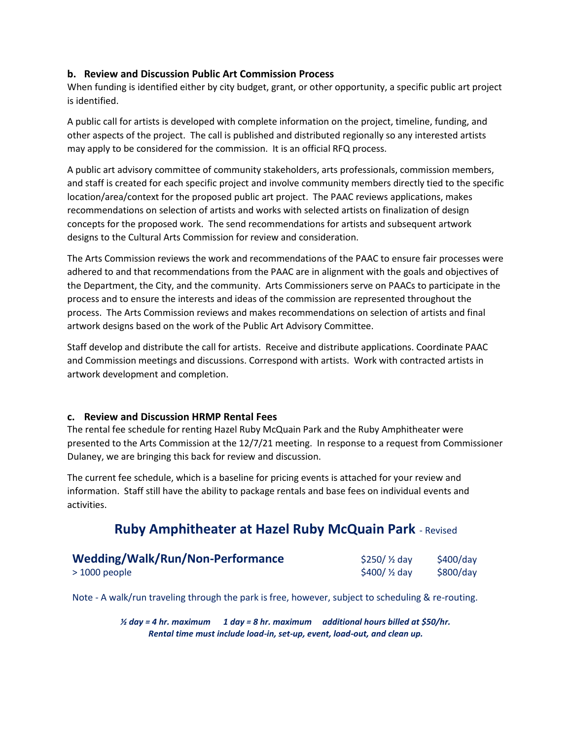### b. Review and Discussion Public Art Commission Process

When funding is identified either by city budget, grant, or other opportunity, a specific public art project is identified.

A public call for artists is developed with complete information on the project, timeline, funding, and other aspects of the project. The call is published and distributed regionally so any interested artists may apply to be considered for the commission. It is an official RFQ process.

A public art advisory committee of community stakeholders, arts professionals, commission members, and staff is created for each specific project and involve community members directly tied to the specific location/area/context for the proposed public art project. The PAAC reviews applications, makes recommendations on selection of artists and works with selected artists on finalization of design concepts for the proposed work. The send recommendations for artists and subsequent artwork designs to the Cultural Arts Commission for review and consideration.

The Arts Commission reviews the work and recommendations of the PAAC to ensure fair processes were adhered to and that recommendations from the PAAC are in alignment with the goals and objectives of the Department, the City, and the community. Arts Commissioners serve on PAACs to participate in the process and to ensure the interests and ideas of the commission are represented throughout the process. The Arts Commission reviews and makes recommendations on selection of artists and final artwork designs based on the work of the Public Art Advisory Committee.

Staff develop and distribute the call for artists. Receive and distribute applications. Coordinate PAAC and Commission meetings and discussions. Correspond with artists. Work with contracted artists in artwork development and completion.

### c. Review and Discussion HRMP Rental Fees

The rental fee schedule for renting Hazel Ruby McQuain Park and the Ruby Amphitheater were presented to the Arts Commission at the 12/7/21 meeting. In response to a request from Commissioner Dulaney, we are bringing this back for review and discussion.

The current fee schedule, which is a baseline for pricing events is attached for your review and information. Staff still have the ability to package rentals and base fees on individual events and activities.

## Ruby Amphitheater at Hazel Ruby McQuain Park - Revised

| **Wedding/Walk/Run/Non-Performance** | $250/ ½ day | $400/day |
|---|---|---|
| > 1000 people | $400/ ½ day | $800/day |

Note - A walk/run traveling through the park is free, however, subject to scheduling & re-routing.

***½ day = 4 hr. maximum    1 day = 8 hr. maximum    additional hours billed at $50/hr.***
***Rental time must include load-in, set-up, event, load-out, and clean up.***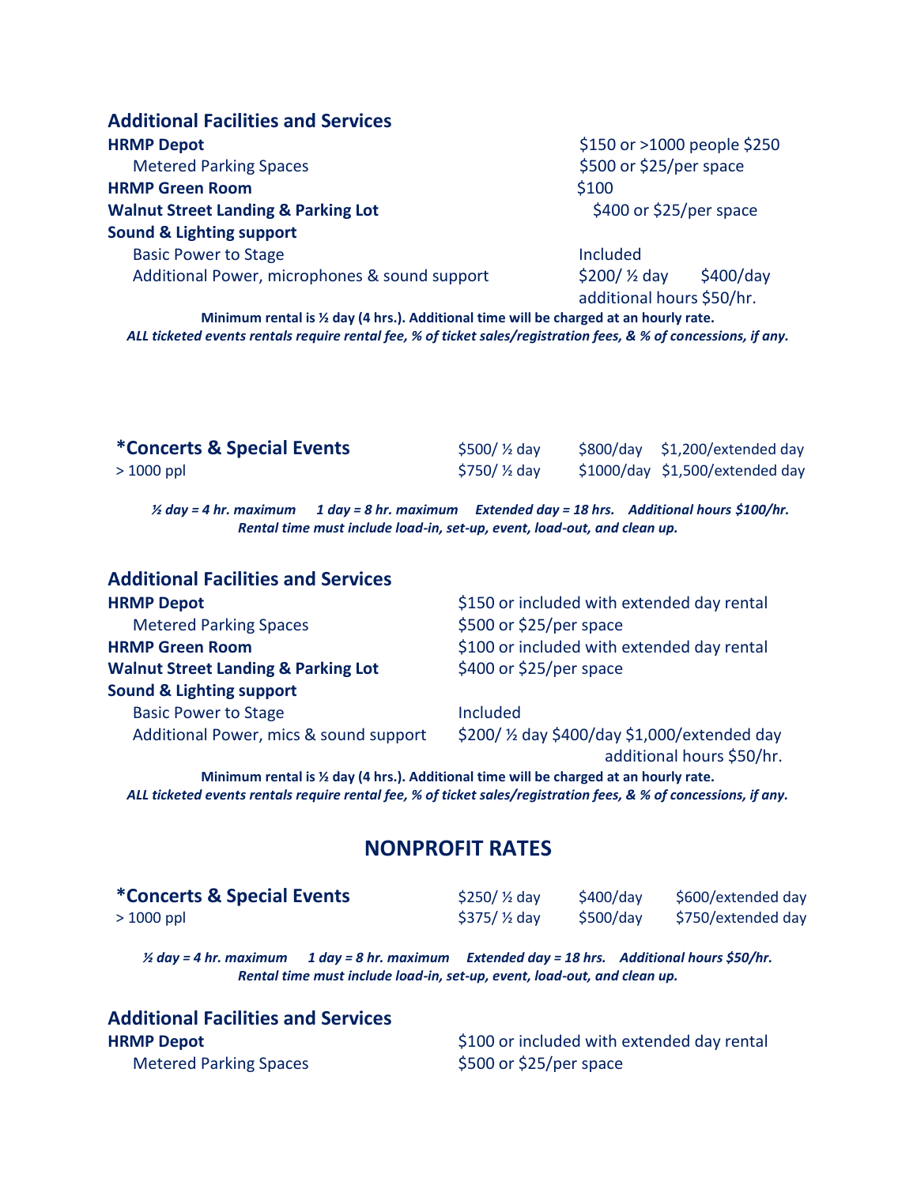## Additional Facilities and Services

| | |
|---|---|
| **HRMP Depot** | $150 or >1000 people $250 |
| Metered Parking Spaces | $500 or $25/per space |
| **HRMP Green Room** | $100 |
| **Walnut Street Landing & Parking Lot** | $400 or $25/per space |
| **Sound & Lighting support** | |
| Basic Power to Stage | Included |
| Additional Power, microphones & sound support | $200/ ½ day $400/day additional hours $50/hr. |

**Minimum rental is ½ day (4 hrs.). Additional time will be charged at an hourly rate.**

***ALL ticketed events rentals require rental fee, % of ticket sales/registration fees, & % of concessions, if any.***

| **\*Concerts & Special Events** | $500/ ½ day | $800/day | $1,200/extended day |
|---|---|---|---|
| > 1000 ppl | $750/ ½ day | $1000/day | $1,500/extended day |

***½ day = 4 hr. maximum 1 day = 8 hr. maximum Extended day = 18 hrs. Additional hours $100/hr.***

***Rental time must include load-in, set-up, event, load-out, and clean up.***

## Additional Facilities and Services

| | |
|---|---|
| **HRMP Depot** | $150 or included with extended day rental |
| Metered Parking Spaces | $500 or $25/per space |
| **HRMP Green Room** | $100 or included with extended day rental |
| **Walnut Street Landing & Parking Lot** | $400 or $25/per space |
| **Sound & Lighting support** | |
| Basic Power to Stage | Included |
| Additional Power, mics & sound support | $200/ ½ day $400/day $1,000/extended day additional hours $50/hr. |

**Minimum rental is ½ day (4 hrs.). Additional time will be charged at an hourly rate.**

***ALL ticketed events rentals require rental fee, % of ticket sales/registration fees, & % of concessions, if any.***

## NONPROFIT RATES

| **\*Concerts & Special Events** | $250/ ½ day | $400/day | $600/extended day |
|---|---|---|---|
| > 1000 ppl | $375/ ½ day | $500/day | $750/extended day |

***½ day = 4 hr. maximum 1 day = 8 hr. maximum Extended day = 18 hrs. Additional hours $50/hr.***

***Rental time must include load-in, set-up, event, load-out, and clean up.***

## Additional Facilities and Services

| | |
|---|---|
| **HRMP Depot** | $100 or included with extended day rental |
| Metered Parking Spaces | $500 or $25/per space |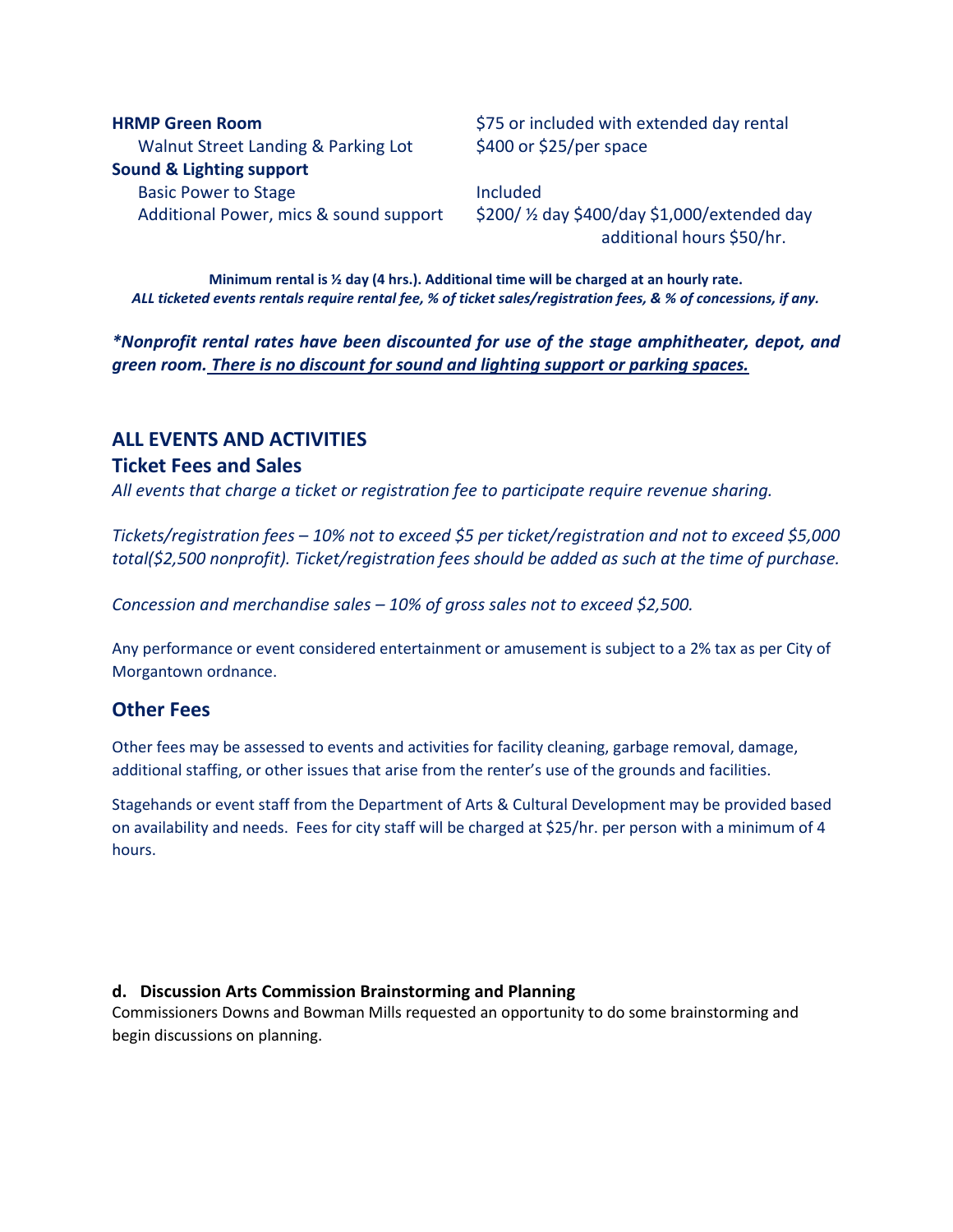| | |
|---|---|
| **HRMP Green Room** | $75 or included with extended day rental |
| Walnut Street Landing & Parking Lot | $400 or $25/per space |
| **Sound & Lighting support** | |
| Basic Power to Stage | Included |
| Additional Power, mics & sound support | $200/ ½ day $400/day $1,000/extended day additional hours $50/hr. |

**Minimum rental is ½ day (4 hrs.). Additional time will be charged at an hourly rate.**
***ALL ticketed events rentals require rental fee, % of ticket sales/registration fees, & % of concessions, if any.***

***\*Nonprofit rental rates have been discounted for use of the stage amphitheater, depot, and green room. <u>There is no discount for sound and lighting support or parking spaces.</u>***

## ALL EVENTS AND ACTIVITIES

### Ticket Fees and Sales

*All events that charge a ticket or registration fee to participate require revenue sharing.*

*Tickets/registration fees – 10% not to exceed $5 per ticket/registration and not to exceed $5,000 total($2,500 nonprofit). Ticket/registration fees should be added as such at the time of purchase.*

*Concession and merchandise sales – 10% of gross sales not to exceed $2,500.*

Any performance or event considered entertainment or amusement is subject to a 2% tax as per City of Morgantown ordnance.

### Other Fees

Other fees may be assessed to events and activities for facility cleaning, garbage removal, damage, additional staffing, or other issues that arise from the renter's use of the grounds and facilities.

Stagehands or event staff from the Department of Arts & Cultural Development may be provided based on availability and needs. Fees for city staff will be charged at $25/hr. per person with a minimum of 4 hours.

**d. Discussion Arts Commission Brainstorming and Planning**

Commissioners Downs and Bowman Mills requested an opportunity to do some brainstorming and begin discussions on planning.